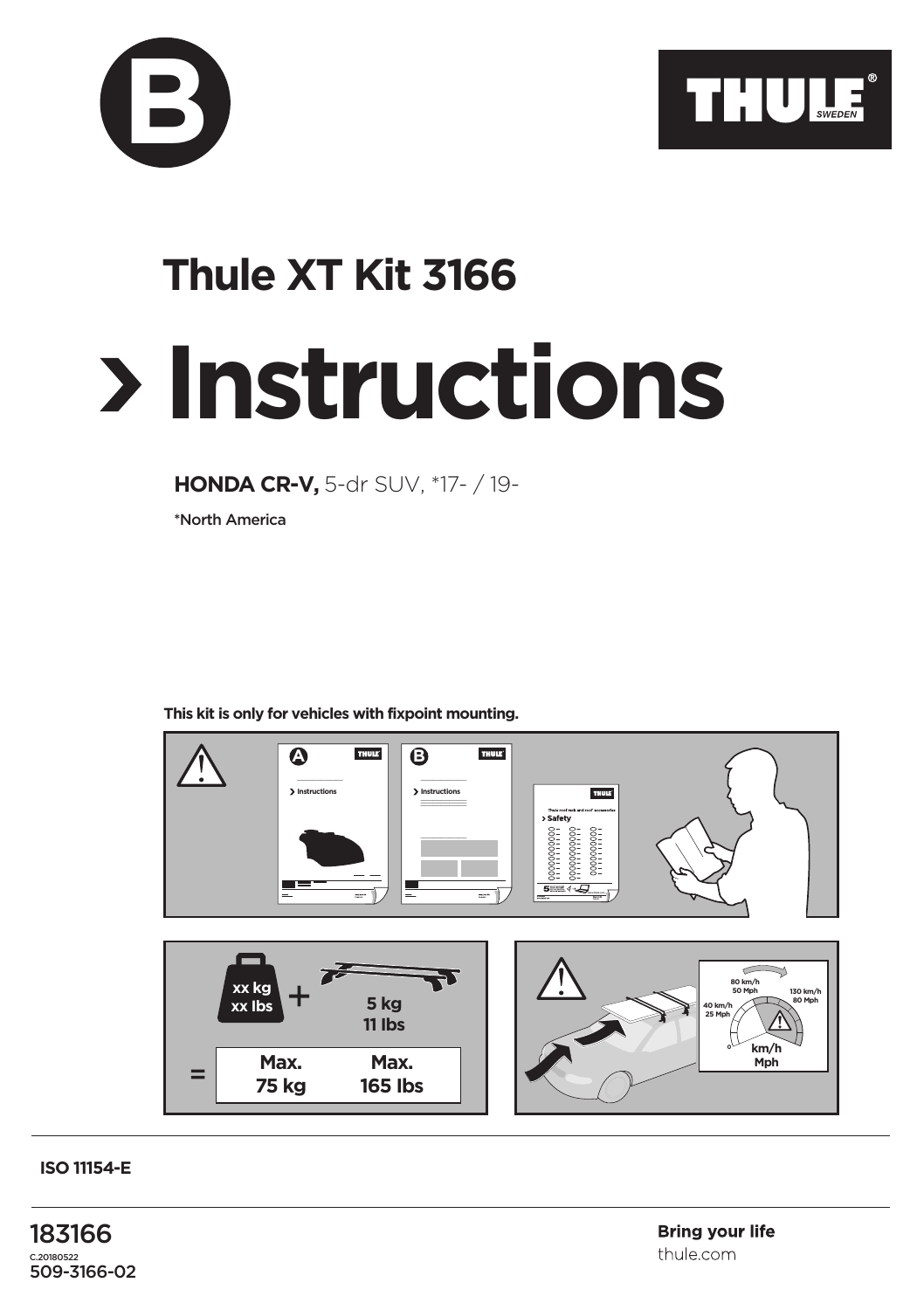B

THULE SWEDEN

# Thule XT Kit 3166

# › Instructions

**HONDA CR-V,** 5-dr SUV, *17- / 19-

*North America

**This kit is only for vehicles with fixpoint mounting.**

xx kg
xx lbs
+
5 kg
11 lbs

= Max. 75 kg Max. 165 lbs

80 km/h 50 Mph
40 km/h 25 Mph
130 km/h 80 Mph
km/h Mph

**ISO 11154-E**

183166
C.20180522
509-3166-02

**Bring your life**
thule.com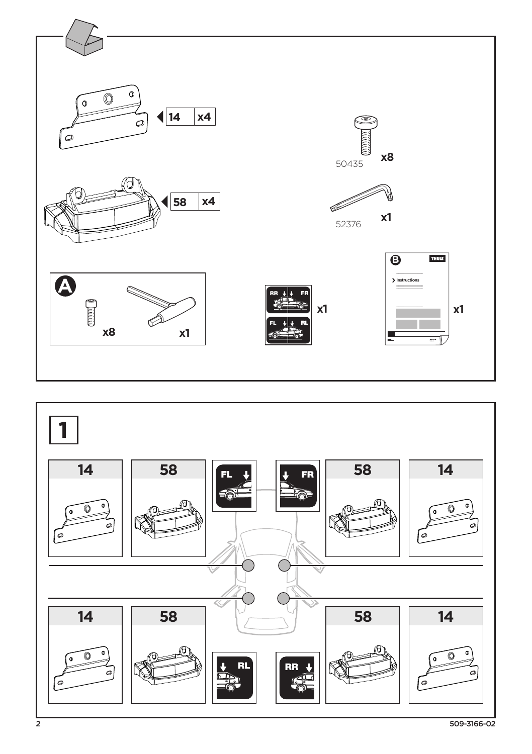| Part | Qty |
| --- | --- |
| 14 | x4 |
| 58 | x4 |
| 50435 | x8 |
| 52376 | x1 |

**A**

x8

x1

RR FR

FL RL

x1

**B**

Instructions

x1

## 1

14

58

FL

FR

58

14

14

58

RL

RR

58

14

509-3166-02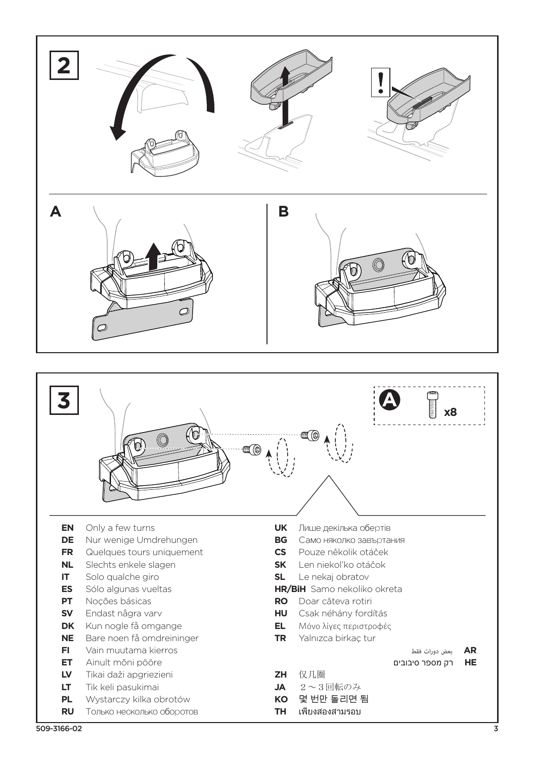**2**

**A**

**B**

**3**

**A** x8

**EN** Only a few turns
**DE** Nur wenige Umdrehungen
**FR** Quelques tours uniquement
**NL** Slechts enkele slagen
**IT** Solo qualche giro
**ES** Sólo algunas vueltas
**PT** Noções básicas
**SV** Endast några varv
**DK** Kun nogle få omgange
**NE** Bare noen få omdreininger
**FI** Vain muutama kierros
**ET** Ainult mõni pööre
**LV** Tikai daži apgriezieni
**LT** Tik keli pasukimai
**PL** Wystarczy kilka obrotów
**RU** Только несколько оборотов
**UK** Лише декілька обертів
**BG** Само няколко завъртания
**CS** Pouze několik otáček
**SK** Len niekoľko otáčok
**SL** Le nekaj obratov
**HR/BiH** Samo nekoliko okreta
**RO** Doar câteva rotiri
**HU** Csak néhány fordítás
**EL** Μόνο λίγες περιστροφές
**TR** Yalnızca birkaç tur
**AR** بعض دورات فقط
**HE** רק מספר סיבובים
**ZH** 仅几圈
**JA** 2～3回転のみ
**KO** 몇 번만 돌리면 됨
**TH** เพียงสองสามรอบ

509-3166-02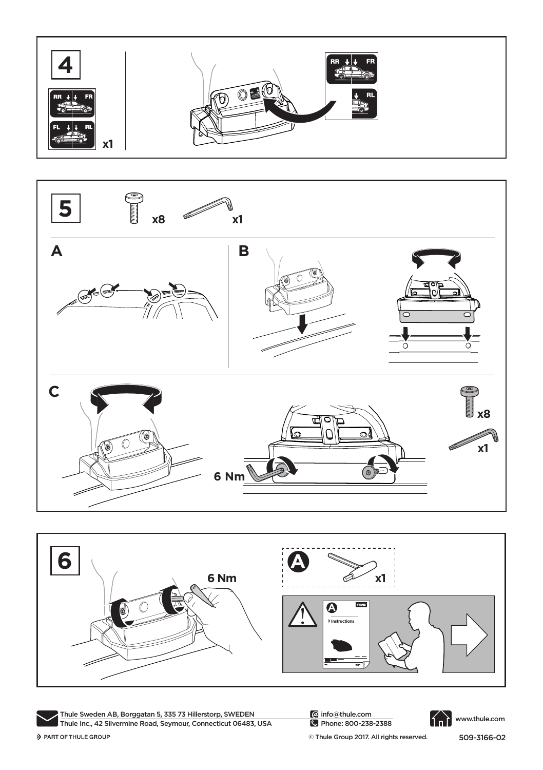## 4

RR FR

FL RL

x1

RR FR

RL

## 5

x8

x1

**A**

**B**

**C**

6 Nm

x8

x1

## 6

6 Nm

**A**

x1

**A**

THULE

› Instructions

Thule Sweden AB, Borggatan 5, 335 73 Hillerstorp, SWEDEN
Thule Inc., 42 Silvermine Road, Seymour, Connecticut 06483, USA

info@thule.com
Phone: 800-238-2388

www.thule.com

PART OF THULE GROUP

© Thule Group 2017. All rights reserved.

509-3166-02